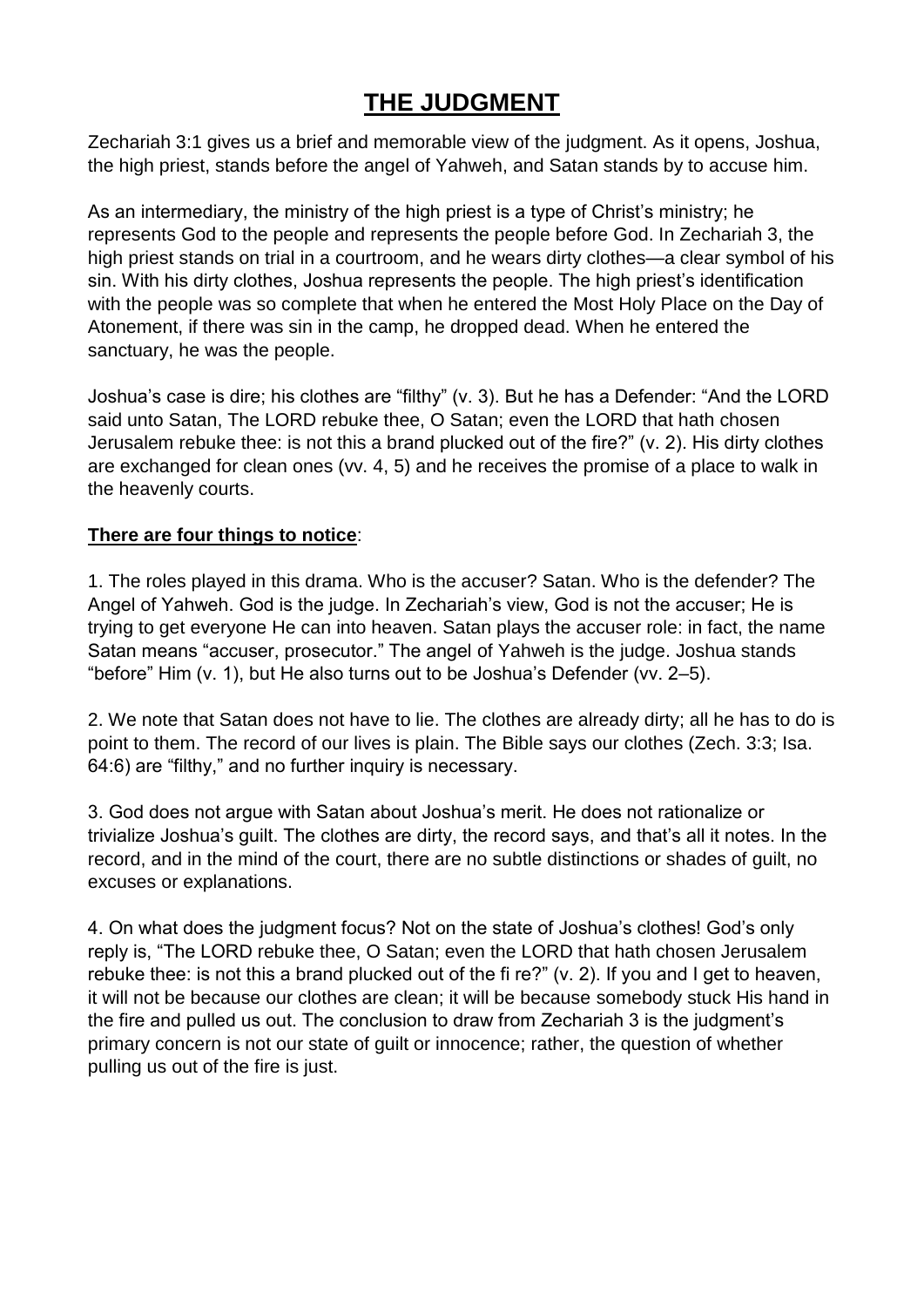# THE JUDGMENT

Zechariah 3:1 gives us a brief and memorable view of the judgment. As it opens, Joshua, the high priest, stands before the angel of Yahweh, and Satan stands by to accuse him.

As an intermediary, the ministry of the high priest is a type of Christ's ministry; he represents God to the people and represents the people before God. In Zechariah 3, the high priest stands on trial in a courtroom, and he wears dirty clothes—a clear symbol of his sin. With his dirty clothes, Joshua represents the people. The high priest's identification with the people was so complete that when he entered the Most Holy Place on the Day of Atonement, if there was sin in the camp, he dropped dead. When he entered the sanctuary, he was the people.

Joshua's case is dire; his clothes are "filthy" (v. 3). But he has a Defender: "And the LORD said unto Satan, The LORD rebuke thee, O Satan; even the LORD that hath chosen Jerusalem rebuke thee: is not this a brand plucked out of the fire?" (v. 2). His dirty clothes are exchanged for clean ones (vv. 4, 5) and he receives the promise of a place to walk in the heavenly courts.

**There are four things to notice**:

1. The roles played in this drama. Who is the accuser? Satan. Who is the defender? The Angel of Yahweh. God is the judge. In Zechariah's view, God is not the accuser; He is trying to get everyone He can into heaven. Satan plays the accuser role: in fact, the name Satan means "accuser, prosecutor." The angel of Yahweh is the judge. Joshua stands "before" Him (v. 1), but He also turns out to be Joshua's Defender (vv. 2–5).

2. We note that Satan does not have to lie. The clothes are already dirty; all he has to do is point to them. The record of our lives is plain. The Bible says our clothes (Zech. 3:3; Isa. 64:6) are "filthy," and no further inquiry is necessary.

3. God does not argue with Satan about Joshua's merit. He does not rationalize or trivialize Joshua's guilt. The clothes are dirty, the record says, and that's all it notes. In the record, and in the mind of the court, there are no subtle distinctions or shades of guilt, no excuses or explanations.

4. On what does the judgment focus? Not on the state of Joshua's clothes! God's only reply is, "The LORD rebuke thee, O Satan; even the LORD that hath chosen Jerusalem rebuke thee: is not this a brand plucked out of the fi re?" (v. 2). If you and I get to heaven, it will not be because our clothes are clean; it will be because somebody stuck His hand in the fire and pulled us out. The conclusion to draw from Zechariah 3 is the judgment's primary concern is not our state of guilt or innocence; rather, the question of whether pulling us out of the fire is just.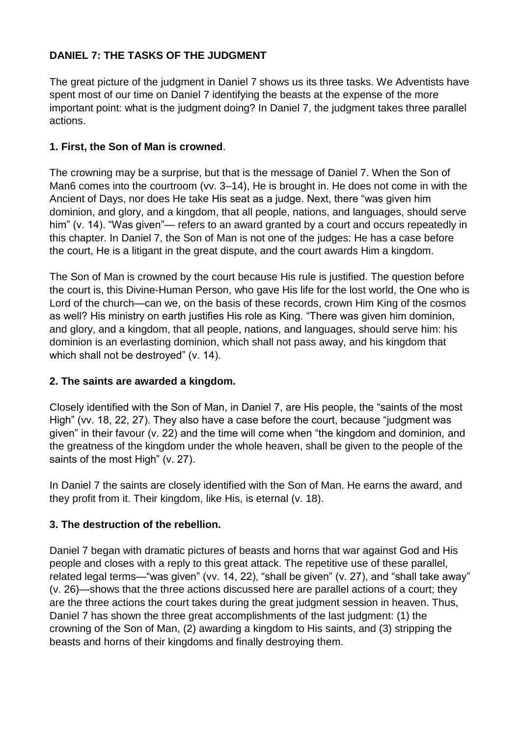**DANIEL 7: THE TASKS OF THE JUDGMENT**

The great picture of the judgment in Daniel 7 shows us its three tasks. We Adventists have spent most of our time on Daniel 7 identifying the beasts at the expense of the more important point: what is the judgment doing? In Daniel 7, the judgment takes three parallel actions.

**1. First, the Son of Man is crowned**.

The crowning may be a surprise, but that is the message of Daniel 7. When the Son of Man6 comes into the courtroom (vv. 3–14), He is brought in. He does not come in with the Ancient of Days, nor does He take His seat as a judge. Next, there "was given him dominion, and glory, and a kingdom, that all people, nations, and languages, should serve him" (v. 14). "Was given"— refers to an award granted by a court and occurs repeatedly in this chapter. In Daniel 7, the Son of Man is not one of the judges: He has a case before the court, He is a litigant in the great dispute, and the court awards Him a kingdom.

The Son of Man is crowned by the court because His rule is justified. The question before the court is, this Divine-Human Person, who gave His life for the lost world, the One who is Lord of the church—can we, on the basis of these records, crown Him King of the cosmos as well? His ministry on earth justifies His role as King. "There was given him dominion, and glory, and a kingdom, that all people, nations, and languages, should serve him: his dominion is an everlasting dominion, which shall not pass away, and his kingdom that which shall not be destroyed" (v. 14).

**2. The saints are awarded a kingdom.**

Closely identified with the Son of Man, in Daniel 7, are His people, the "saints of the most High" (vv. 18, 22, 27). They also have a case before the court, because "judgment was given" in their favour (v. 22) and the time will come when "the kingdom and dominion, and the greatness of the kingdom under the whole heaven, shall be given to the people of the saints of the most High" (v. 27).

In Daniel 7 the saints are closely identified with the Son of Man. He earns the award, and they profit from it. Their kingdom, like His, is eternal (v. 18).

**3. The destruction of the rebellion.**

Daniel 7 began with dramatic pictures of beasts and horns that war against God and His people and closes with a reply to this great attack. The repetitive use of these parallel, related legal terms—"was given" (vv. 14, 22), "shall be given" (v. 27), and "shall take away" (v. 26)—shows that the three actions discussed here are parallel actions of a court; they are the three actions the court takes during the great judgment session in heaven. Thus, Daniel 7 has shown the three great accomplishments of the last judgment: (1) the crowning of the Son of Man, (2) awarding a kingdom to His saints, and (3) stripping the beasts and horns of their kingdoms and finally destroying them.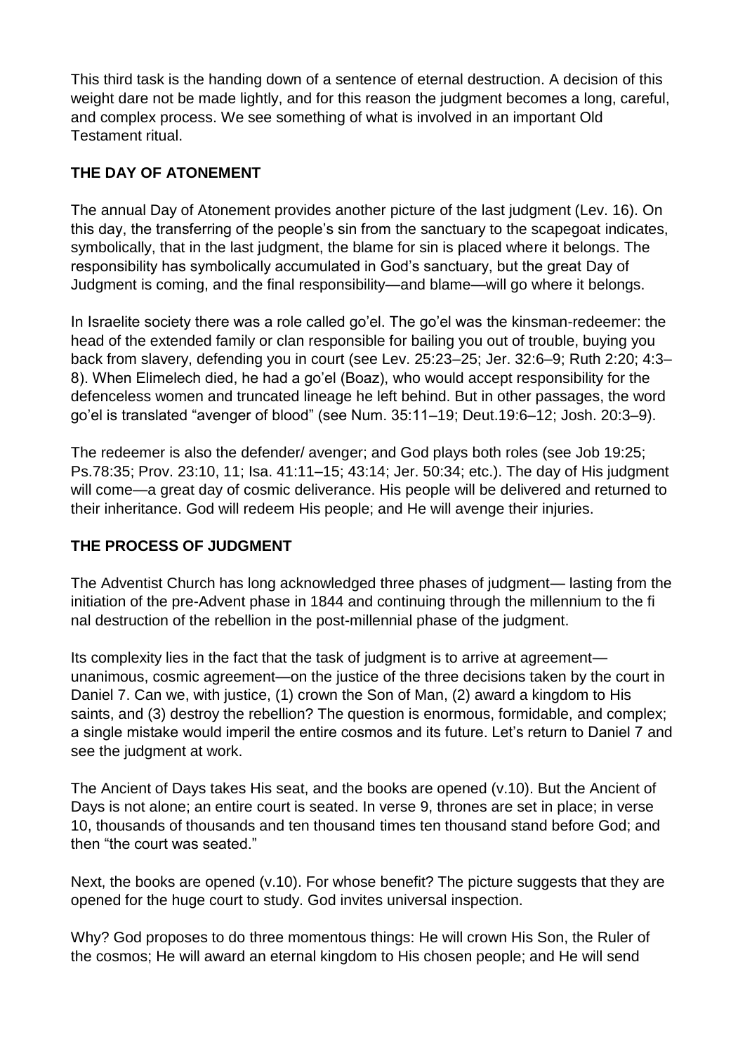This third task is the handing down of a sentence of eternal destruction. A decision of this weight dare not be made lightly, and for this reason the judgment becomes a long, careful, and complex process. We see something of what is involved in an important Old Testament ritual.

## THE DAY OF ATONEMENT

The annual Day of Atonement provides another picture of the last judgment (Lev. 16). On this day, the transferring of the people's sin from the sanctuary to the scapegoat indicates, symbolically, that in the last judgment, the blame for sin is placed where it belongs. The responsibility has symbolically accumulated in God's sanctuary, but the great Day of Judgment is coming, and the final responsibility—and blame—will go where it belongs.

In Israelite society there was a role called go'el. The go'el was the kinsman-redeemer: the head of the extended family or clan responsible for bailing you out of trouble, buying you back from slavery, defending you in court (see Lev. 25:23–25; Jer. 32:6–9; Ruth 2:20; 4:3–8). When Elimelech died, he had a go'el (Boaz), who would accept responsibility for the defenceless women and truncated lineage he left behind. But in other passages, the word go'el is translated "avenger of blood" (see Num. 35:11–19; Deut.19:6–12; Josh. 20:3–9).

The redeemer is also the defender/ avenger; and God plays both roles (see Job 19:25; Ps.78:35; Prov. 23:10, 11; Isa. 41:11–15; 43:14; Jer. 50:34; etc.). The day of His judgment will come—a great day of cosmic deliverance. His people will be delivered and returned to their inheritance. God will redeem His people; and He will avenge their injuries.

## THE PROCESS OF JUDGMENT

The Adventist Church has long acknowledged three phases of judgment— lasting from the initiation of the pre-Advent phase in 1844 and continuing through the millennium to the fi nal destruction of the rebellion in the post-millennial phase of the judgment.

Its complexity lies in the fact that the task of judgment is to arrive at agreement—unanimous, cosmic agreement—on the justice of the three decisions taken by the court in Daniel 7. Can we, with justice, (1) crown the Son of Man, (2) award a kingdom to His saints, and (3) destroy the rebellion? The question is enormous, formidable, and complex; a single mistake would imperil the entire cosmos and its future. Let's return to Daniel 7 and see the judgment at work.

The Ancient of Days takes His seat, and the books are opened (v.10). But the Ancient of Days is not alone; an entire court is seated. In verse 9, thrones are set in place; in verse 10, thousands of thousands and ten thousand times ten thousand stand before God; and then "the court was seated."

Next, the books are opened (v.10). For whose benefit? The picture suggests that they are opened for the huge court to study. God invites universal inspection.

Why? God proposes to do three momentous things: He will crown His Son, the Ruler of the cosmos; He will award an eternal kingdom to His chosen people; and He will send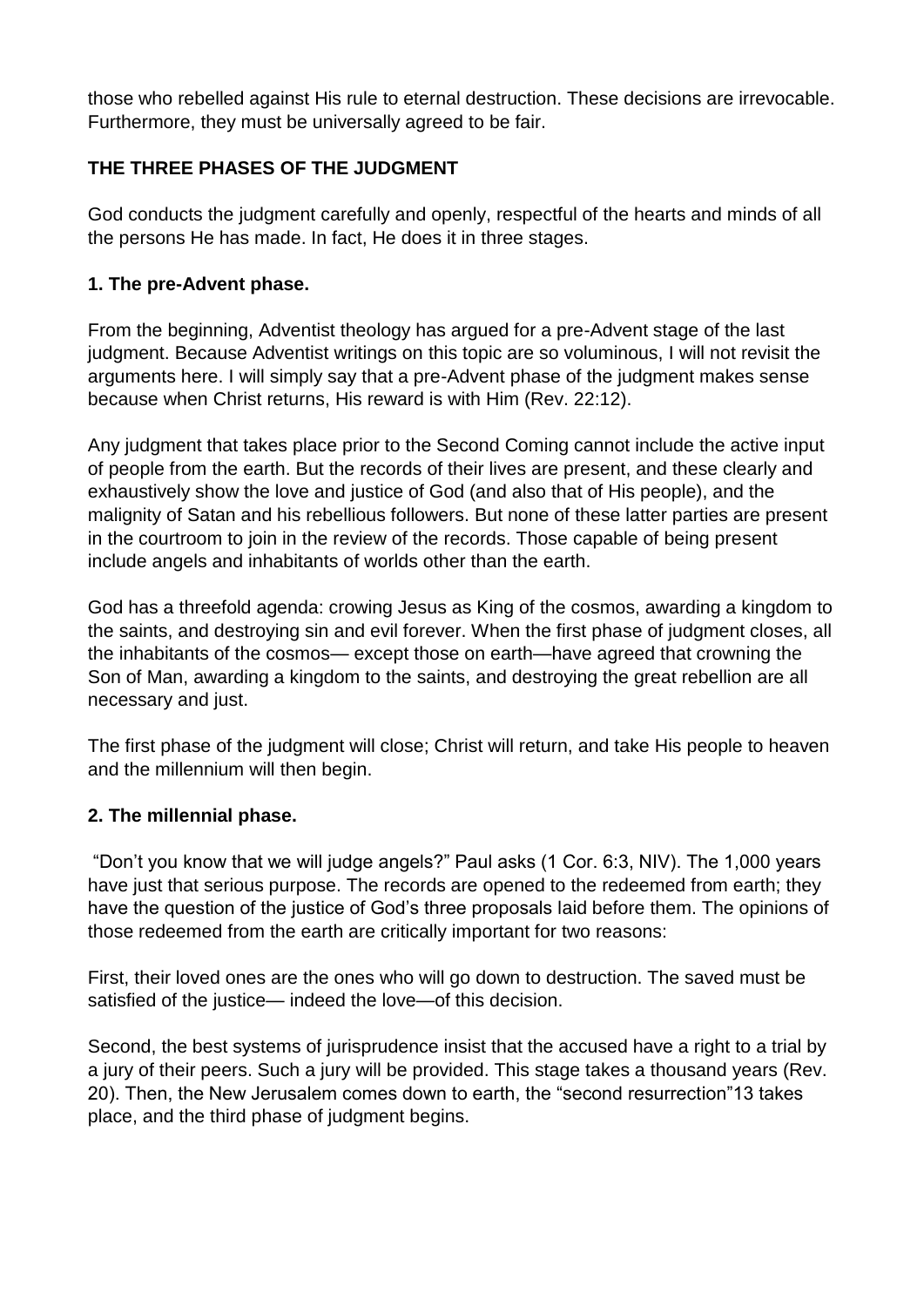those who rebelled against His rule to eternal destruction. These decisions are irrevocable. Furthermore, they must be universally agreed to be fair.

## THE THREE PHASES OF THE JUDGMENT

God conducts the judgment carefully and openly, respectful of the hearts and minds of all the persons He has made. In fact, He does it in three stages.

### 1. The pre-Advent phase.

From the beginning, Adventist theology has argued for a pre-Advent stage of the last judgment. Because Adventist writings on this topic are so voluminous, I will not revisit the arguments here. I will simply say that a pre-Advent phase of the judgment makes sense because when Christ returns, His reward is with Him (Rev. 22:12).

Any judgment that takes place prior to the Second Coming cannot include the active input of people from the earth. But the records of their lives are present, and these clearly and exhaustively show the love and justice of God (and also that of His people), and the malignity of Satan and his rebellious followers. But none of these latter parties are present in the courtroom to join in the review of the records. Those capable of being present include angels and inhabitants of worlds other than the earth.

God has a threefold agenda: crowing Jesus as King of the cosmos, awarding a kingdom to the saints, and destroying sin and evil forever. When the first phase of judgment closes, all the inhabitants of the cosmos— except those on earth—have agreed that crowning the Son of Man, awarding a kingdom to the saints, and destroying the great rebellion are all necessary and just.

The first phase of the judgment will close; Christ will return, and take His people to heaven and the millennium will then begin.

### 2. The millennial phase.

"Don't you know that we will judge angels?" Paul asks (1 Cor. 6:3, NIV). The 1,000 years have just that serious purpose. The records are opened to the redeemed from earth; they have the question of the justice of God's three proposals laid before them. The opinions of those redeemed from the earth are critically important for two reasons:

First, their loved ones are the ones who will go down to destruction. The saved must be satisfied of the justice— indeed the love—of this decision.

Second, the best systems of jurisprudence insist that the accused have a right to a trial by a jury of their peers. Such a jury will be provided. This stage takes a thousand years (Rev. 20). Then, the New Jerusalem comes down to earth, the "second resurrection"[13] takes place, and the third phase of judgment begins.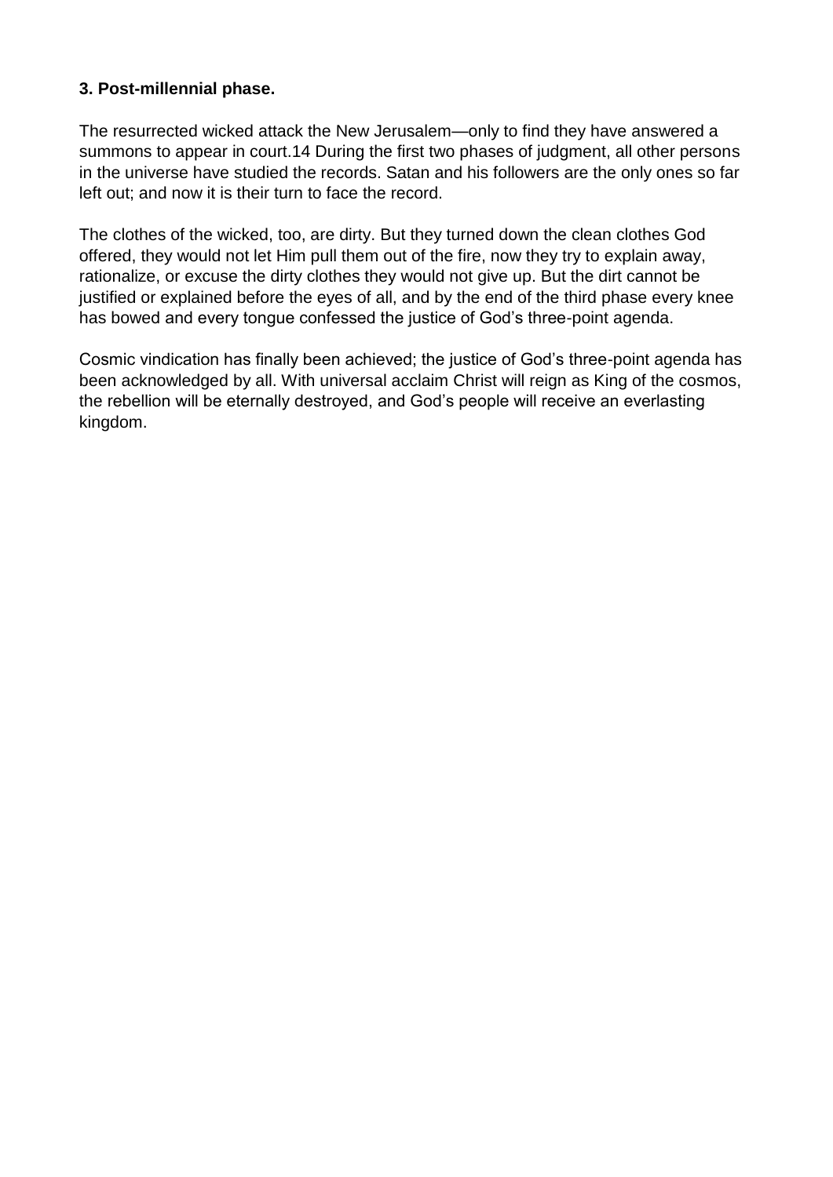**3. Post-millennial phase.**

The resurrected wicked attack the New Jerusalem—only to find they have answered a summons to appear in court.14 During the first two phases of judgment, all other persons in the universe have studied the records. Satan and his followers are the only ones so far left out; and now it is their turn to face the record.

The clothes of the wicked, too, are dirty. But they turned down the clean clothes God offered, they would not let Him pull them out of the fire, now they try to explain away, rationalize, or excuse the dirty clothes they would not give up. But the dirt cannot be justified or explained before the eyes of all, and by the end of the third phase every knee has bowed and every tongue confessed the justice of God's three-point agenda.

Cosmic vindication has finally been achieved; the justice of God's three-point agenda has been acknowledged by all. With universal acclaim Christ will reign as King of the cosmos, the rebellion will be eternally destroyed, and God's people will receive an everlasting kingdom.